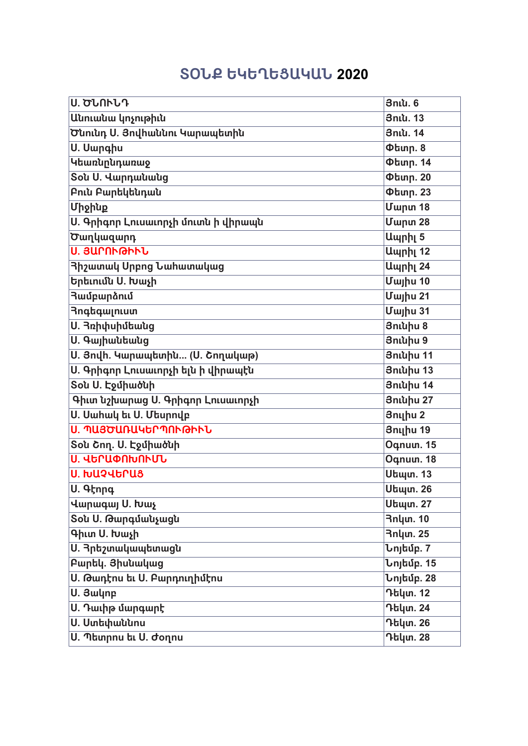# ՏՕՆՔ ԵԿԵՂԵՑԱԿԱՆ 2020

| | |
|---|---|
| Ս. ԾՆՈՒՆԴ | Յուն. 6 |
| Անուանա կոչութիւն | Յուն. 13 |
| Ծնունդ Ս. Յովհաննու Կարապետին | Յուն. 14 |
| Ս. Սարգիս | Փետր. 8 |
| Կեառնընդառաջ | Փետր. 14 |
| Տօն Ս. Վարդանանց | Փետր. 20 |
| Բուն Բարեկենդան | Փետր. 23 |
| Միջինք | Մարտ 18 |
| Ս. Գրիգոր Լուսաւորչի մուտն ի վիրապն | Մարտ 28 |
| Ծաղկազարդ | Ապրիլ 5 |
| Ս. ՅԱՐՈՒԹԻՒՆ | Ապրիլ 12 |
| Յիշատակ Սրբոց Նահատակաց | Ապրիլ 24 |
| Երեւումն Ս. Խաչի | Մայիս 10 |
| Համբարձում | Մայիս 21 |
| Հոգեգալուստ | Մայիս 31 |
| Ս. Հռիփսիմեանց | Յունիս 8 |
| Ս. Գայիանեանց | Յունիս 9 |
| Ս. Յովհ. Կարապետին... (Ս. Ծաղկաթ) | Յունիս 11 |
| Ս. Գրիգոր Լուսաւորչի ելն ի վիրապէն | Յունիս 13 |
| Տօն Ս. Էջմիածնի | Յունիս 14 |
| Գիւտ նշխարաց Ս. Գրիգոր Լուսաւորչի | Յունիս 27 |
| Ս. Սահակ եւ Ս. Մեսրովբ | Յուլիս 2 |
| Ս. ՊԱՅԾԱՌԱԿԵՐՊՈՒԹԻՒՆ | Յուլիս 19 |
| Տօն Շող. Ս. Էջմիածնի | Օգոստ. 15 |
| Ս. ՎԵՐԱՓՈԽՈՒՄՆ | Օգոստ. 18 |
| Ս. ԽԱՉՎԵՐԱՑ | Սեպտ. 13 |
| Ս. Գէորգ | Սեպտ. 26 |
| Վարագայ Ս. Խաչ | Սեպտ. 27 |
| Տօն Ս. Թարգմանչացն | Հոկտ. 10 |
| Գիւտ Ս. Խաչի | Հոկտ. 25 |
| Ս. Հրեշտակապետացն | Նոյեմբ. 7 |
| Բարեկ. Յիսնակաց | Նոյեմբ. 15 |
| Ս. Թադէոս եւ Ս. Բարդուղիմէոս | Նոյեմբ. 28 |
| Ս. Յակոբ | Դեկտ. 12 |
| Ս. Դաւիթ մարգարէ | Դեկտ. 24 |
| Ս. Ստեփաննոս | Դեկտ. 26 |
| Ս. Պետրոս եւ Ս. Ժօղոս | Դեկտ. 28 |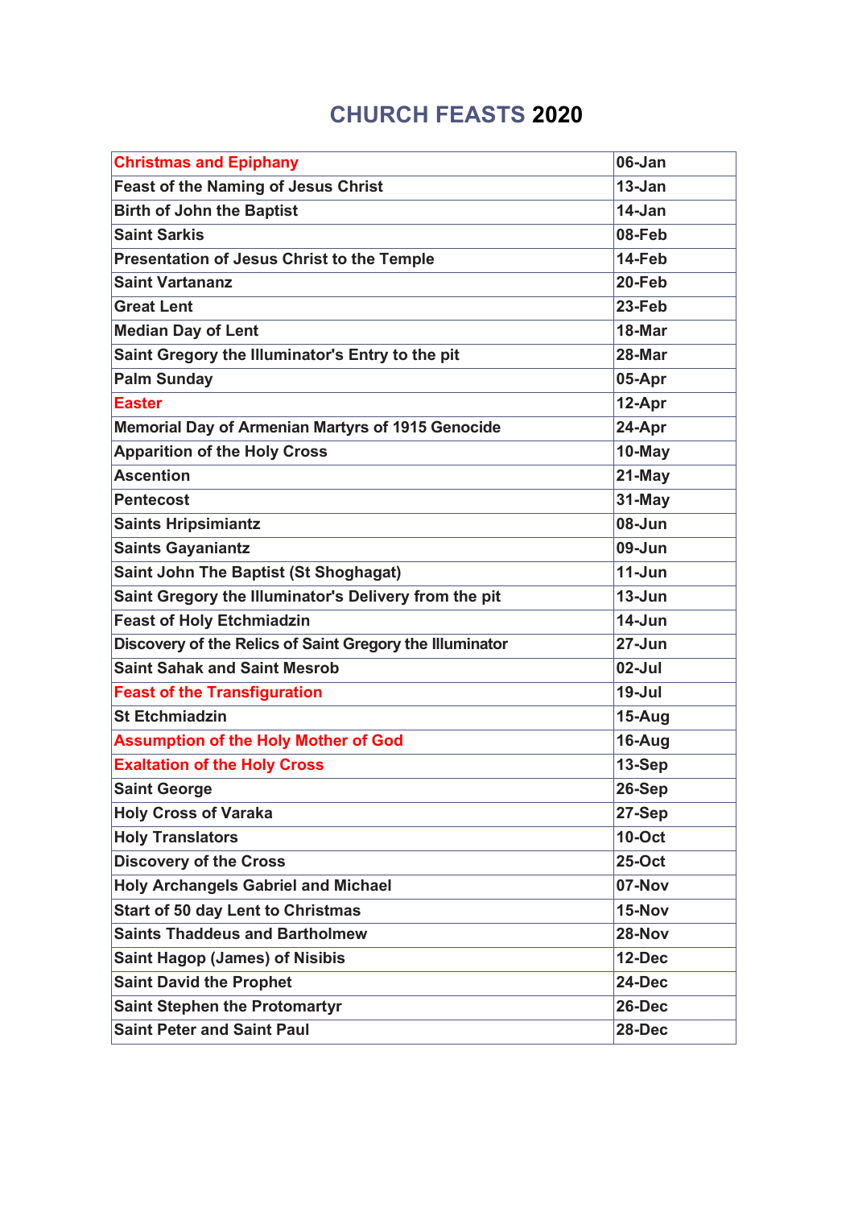# CHURCH FEASTS 2020

| | |
|---|---|
| Christmas and Epiphany | 06-Jan |
| Feast of the Naming of Jesus Christ | 13-Jan |
| Birth of John the Baptist | 14-Jan |
| Saint Sarkis | 08-Feb |
| Presentation of Jesus Christ to the Temple | 14-Feb |
| Saint Vartananz | 20-Feb |
| Great Lent | 23-Feb |
| Median Day of Lent | 18-Mar |
| Saint Gregory the Illuminator's Entry to the pit | 28-Mar |
| Palm Sunday | 05-Apr |
| Easter | 12-Apr |
| Memorial Day of Armenian Martyrs of 1915 Genocide | 24-Apr |
| Apparition of the Holy Cross | 10-May |
| Ascention | 21-May |
| Pentecost | 31-May |
| Saints Hripsimiantz | 08-Jun |
| Saints Gayaniantz | 09-Jun |
| Saint John The Baptist (St Shoghagat) | 11-Jun |
| Saint Gregory the Illuminator's Delivery from the pit | 13-Jun |
| Feast of Holy Etchmiadzin | 14-Jun |
| Discovery of the Relics of Saint Gregory the Illuminator | 27-Jun |
| Saint Sahak and Saint Mesrob | 02-Jul |
| Feast of the Transfiguration | 19-Jul |
| St Etchmiadzin | 15-Aug |
| Assumption of the Holy Mother of God | 16-Aug |
| Exaltation of the Holy Cross | 13-Sep |
| Saint George | 26-Sep |
| Holy Cross of Varaka | 27-Sep |
| Holy Translators | 10-Oct |
| Discovery of the Cross | 25-Oct |
| Holy Archangels Gabriel and Michael | 07-Nov |
| Start of 50 day Lent to Christmas | 15-Nov |
| Saints Thaddeus and Bartholmew | 28-Nov |
| Saint Hagop (James) of Nisibis | 12-Dec |
| Saint David the Prophet | 24-Dec |
| Saint Stephen the Protomartyr | 26-Dec |
| Saint Peter and Saint Paul | 28-Dec |